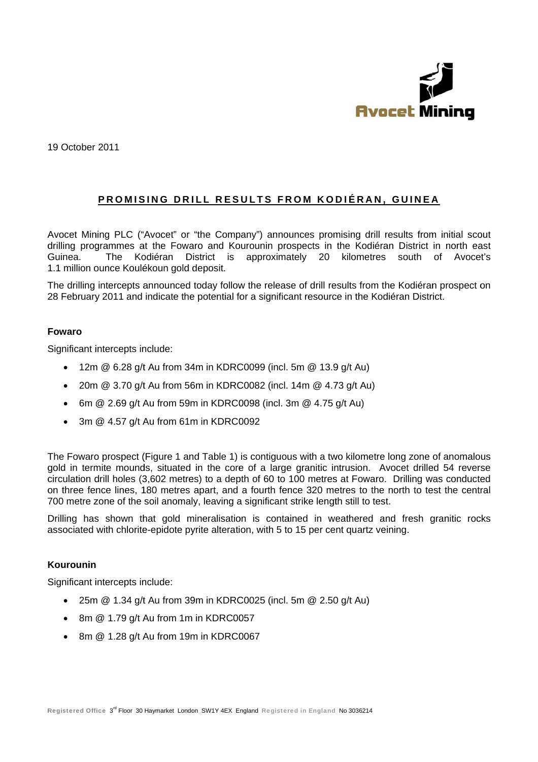19 October 2011

# PROMISING DRILL RESULTS FROM KODIÉRAN, GUINEA

Avocet Mining PLC ("Avocet" or "the Company") announces promising drill results from initial scout drilling programmes at the Fowaro and Kourounin prospects in the Kodiéran District in north east Guinea. The Kodiéran District is approximately 20 kilometres south of Avocet's 1.1 million ounce Koulékoun gold deposit.

The drilling intercepts announced today follow the release of drill results from the Kodiéran prospect on 28 February 2011 and indicate the potential for a significant resource in the Kodiéran District.

## Fowaro

Significant intercepts include:

- 12m @ 6.28 g/t Au from 34m in KDRC0099 (incl. 5m @ 13.9 g/t Au)
- 20m @ 3.70 g/t Au from 56m in KDRC0082 (incl. 14m @ 4.73 g/t Au)
- 6m @ 2.69 g/t Au from 59m in KDRC0098 (incl. 3m @ 4.75 g/t Au)
- 3m @ 4.57 g/t Au from 61m in KDRC0092

The Fowaro prospect (Figure 1 and Table 1) is contiguous with a two kilometre long zone of anomalous gold in termite mounds, situated in the core of a large granitic intrusion. Avocet drilled 54 reverse circulation drill holes (3,602 metres) to a depth of 60 to 100 metres at Fowaro. Drilling was conducted on three fence lines, 180 metres apart, and a fourth fence 320 metres to the north to test the central 700 metre zone of the soil anomaly, leaving a significant strike length still to test.

Drilling has shown that gold mineralisation is contained in weathered and fresh granitic rocks associated with chlorite-epidote pyrite alteration, with 5 to 15 per cent quartz veining.

## Kourounin

Significant intercepts include:

- 25m @ 1.34 g/t Au from 39m in KDRC0025 (incl. 5m @ 2.50 g/t Au)
- 8m @ 1.79 g/t Au from 1m in KDRC0057
- 8m @ 1.28 g/t Au from 19m in KDRC0067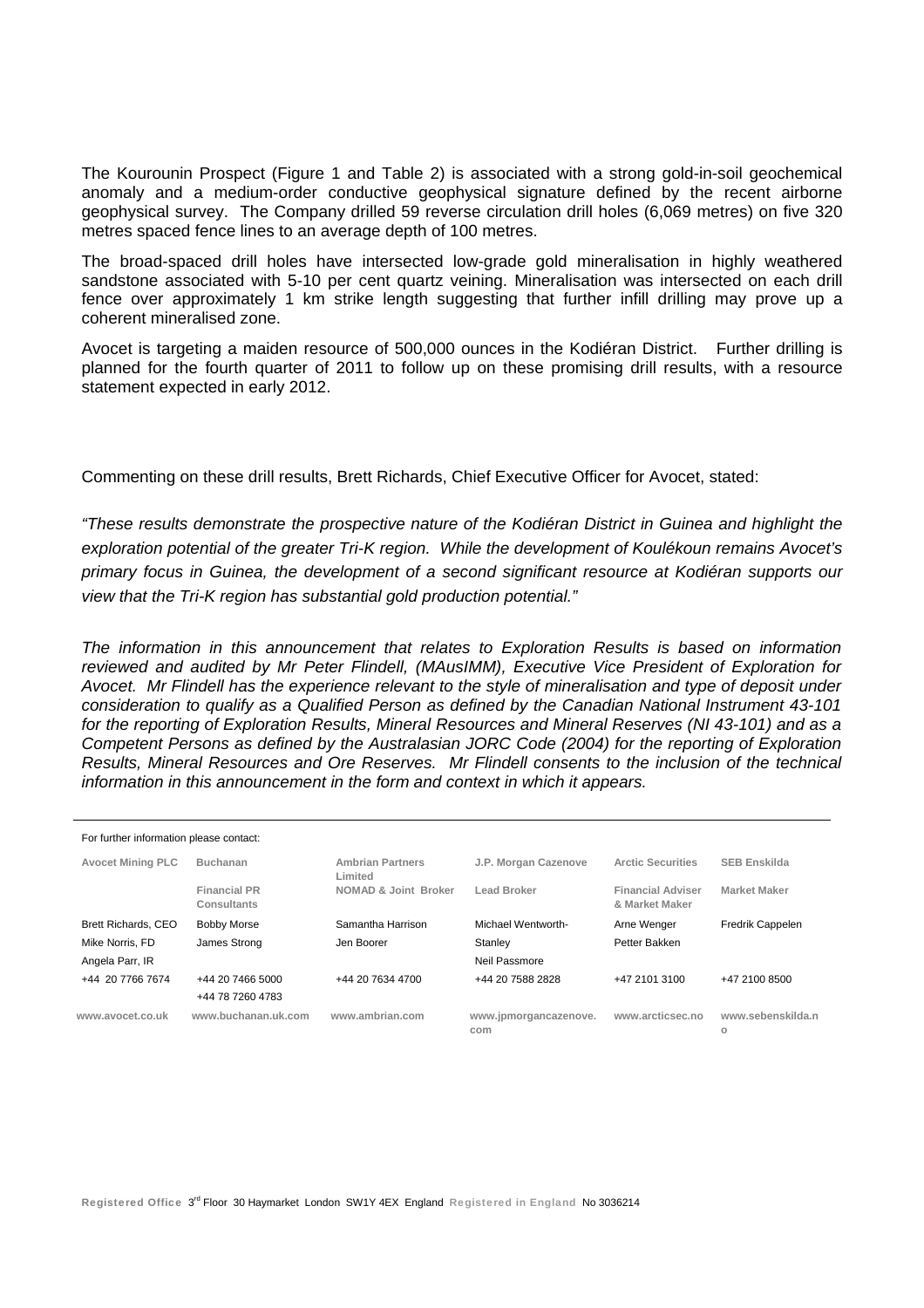The Kourounin Prospect (Figure 1 and Table 2) is associated with a strong gold-in-soil geochemical anomaly and a medium-order conductive geophysical signature defined by the recent airborne geophysical survey. The Company drilled 59 reverse circulation drill holes (6,069 metres) on five 320 metres spaced fence lines to an average depth of 100 metres.

The broad-spaced drill holes have intersected low-grade gold mineralisation in highly weathered sandstone associated with 5-10 per cent quartz veining. Mineralisation was intersected on each drill fence over approximately 1 km strike length suggesting that further infill drilling may prove up a coherent mineralised zone.

Avocet is targeting a maiden resource of 500,000 ounces in the Kodiéran District. Further drilling is planned for the fourth quarter of 2011 to follow up on these promising drill results, with a resource statement expected in early 2012.

Commenting on these drill results, Brett Richards, Chief Executive Officer for Avocet, stated:

*"These results demonstrate the prospective nature of the Kodiéran District in Guinea and highlight the exploration potential of the greater Tri-K region. While the development of Koulékoun remains Avocet's primary focus in Guinea, the development of a second significant resource at Kodiéran supports our view that the Tri-K region has substantial gold production potential."*

*The information in this announcement that relates to Exploration Results is based on information reviewed and audited by Mr Peter Flindell, (MAusIMM), Executive Vice President of Exploration for Avocet. Mr Flindell has the experience relevant to the style of mineralisation and type of deposit under consideration to qualify as a Qualified Person as defined by the Canadian National Instrument 43-101 for the reporting of Exploration Results, Mineral Resources and Mineral Reserves (NI 43-101) and as a Competent Persons as defined by the Australasian JORC Code (2004) for the reporting of Exploration Results, Mineral Resources and Ore Reserves. Mr Flindell consents to the inclusion of the technical information in this announcement in the form and context in which it appears.*

For further information please contact:

| Avocet Mining PLC | Buchanan | Ambrian Partners Limited | J.P. Morgan Cazenove | Arctic Securities | SEB Enskilda |
|---|---|---|---|---|---|
| | Financial PR Consultants | NOMAD & Joint Broker | Lead Broker | Financial Adviser & Market Maker | Market Maker |
| Brett Richards, CEO | Bobby Morse | Samantha Harrison | Michael Wentworth- | Arne Wenger | Fredrik Cappelen |
| Mike Norris, FD | James Strong | Jen Boorer | Stanley | Petter Bakken | |
| Angela Parr, IR | | | Neil Passmore | | |
| +44 20 7766 7674 | +44 20 7466 5000<br>+44 78 7260 4783 | +44 20 7634 4700 | +44 20 7588 2828 | +47 2101 3100 | +47 2100 8500 |
| www.avocet.co.uk | www.buchanan.uk.com | www.ambrian.com | www.jpmorgancazenove.com | www.arcticsec.no | www.sebenskilda.no |

**Registered Office** 3rd Floor 30 Haymarket London SW1Y 4EX England **Registered in England** No 3036214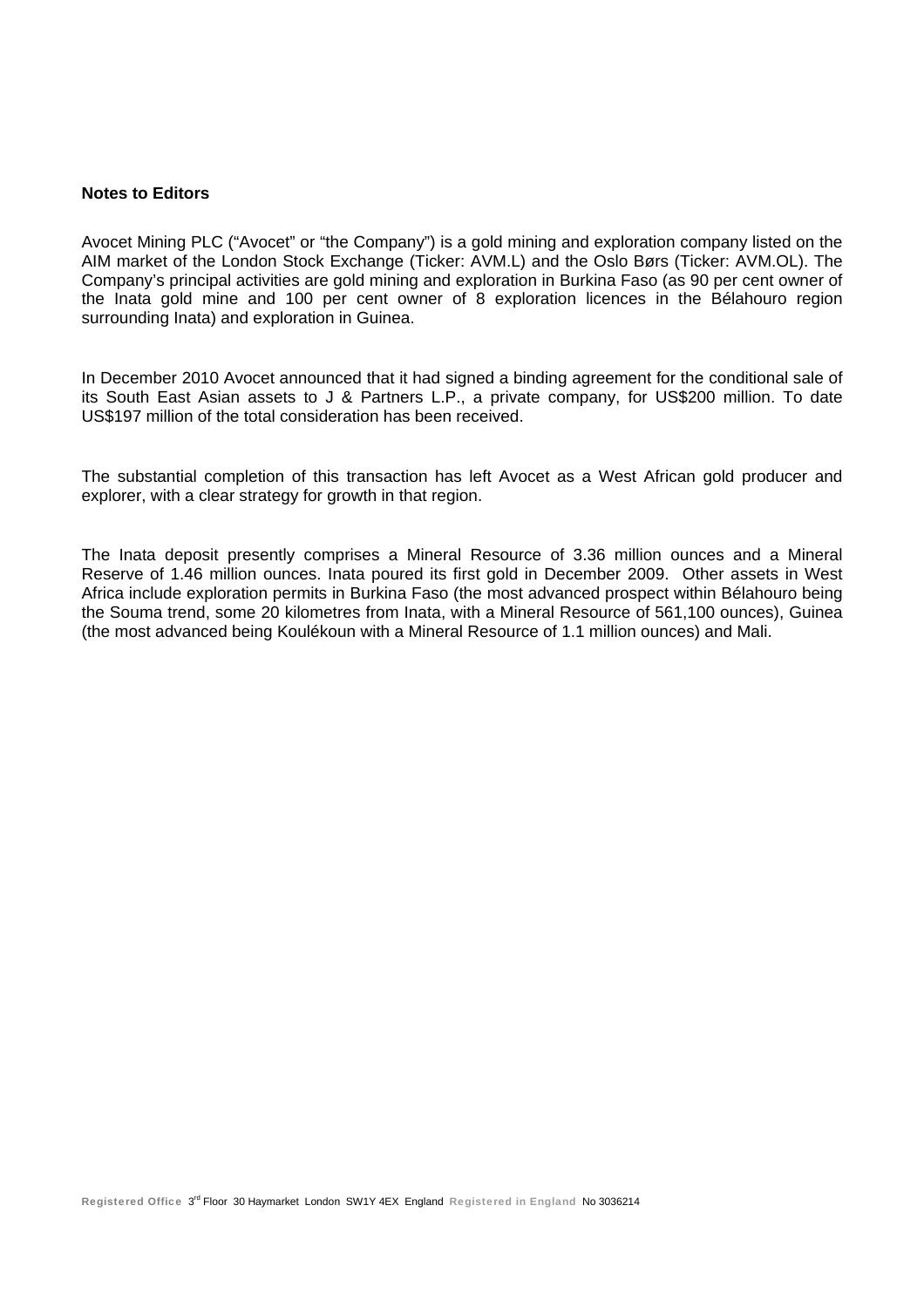**Notes to Editors**

Avocet Mining PLC ("Avocet" or "the Company") is a gold mining and exploration company listed on the AIM market of the London Stock Exchange (Ticker: AVM.L) and the Oslo Børs (Ticker: AVM.OL). The Company's principal activities are gold mining and exploration in Burkina Faso (as 90 per cent owner of the Inata gold mine and 100 per cent owner of 8 exploration licences in the Bélahouro region surrounding Inata) and exploration in Guinea.

In December 2010 Avocet announced that it had signed a binding agreement for the conditional sale of its South East Asian assets to J & Partners L.P., a private company, for US$200 million. To date US$197 million of the total consideration has been received.

The substantial completion of this transaction has left Avocet as a West African gold producer and explorer, with a clear strategy for growth in that region.

The Inata deposit presently comprises a Mineral Resource of 3.36 million ounces and a Mineral Reserve of 1.46 million ounces. Inata poured its first gold in December 2009. Other assets in West Africa include exploration permits in Burkina Faso (the most advanced prospect within Bélahouro being the Souma trend, some 20 kilometres from Inata, with a Mineral Resource of 561,100 ounces), Guinea (the most advanced being Koulékoun with a Mineral Resource of 1.1 million ounces) and Mali.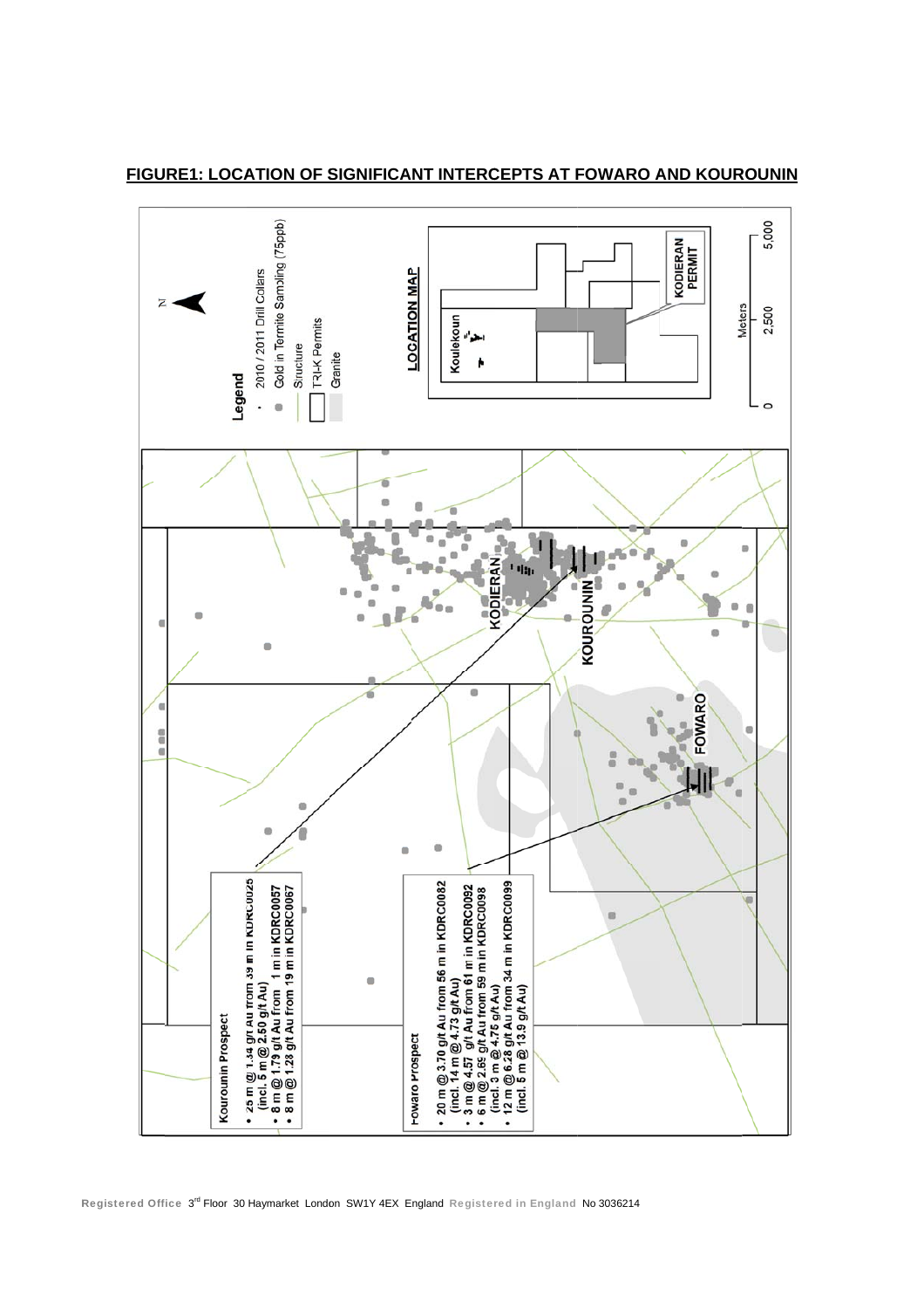**FIGURE1: LOCATION OF SIGNIFICANT INTERCEPTS AT FOWARO AND KOUROUNIN**

**Legend**

- 2010 / 2011 Drill Collars
- Gold in Termite Samling (75ppb)
- Structure
- TRI-K Permits
- Granite

**LOCATION MAP**

Koulekoun

KODIERAN PERMIT

Meters: 0, 2,500, 5,000

N

KODIERAN

KOUROUNIN

FOWARO

**Kourounin Prospect**

- 25 m @ 1.34 g/t Au from 39 m in KDRC0025 (incl. 5 m @ 2.50 g/t Au)
- 8 m @ 1.79 g/t Au from 1 m in KDRC0057
- 8 m @ 1.28 g/t Au from 19 m in KDRC0067

**Fowaro Prospect**

- 20 m @ 3.70 g/t Au from 56 m in KDRC0082 (incl. 14 m @ 4.73 g/t Au)
- 3 m @ 4.57 g/t Au from 61 m in KDRC0092
- 6 m @ 2.65 g/t Au from 59 m in KDRC0098 (incl. 3 m @ 4.75 g/t Au)
- 12 m @ 6.28 g/t Au from 34 m in KDRC0099 (incl. 5 m @ 13.9 g/t Au)

**Registered Office** 3rd Floor 30 Haymarket London SW1Y 4EX England **Registered in England** No 3036214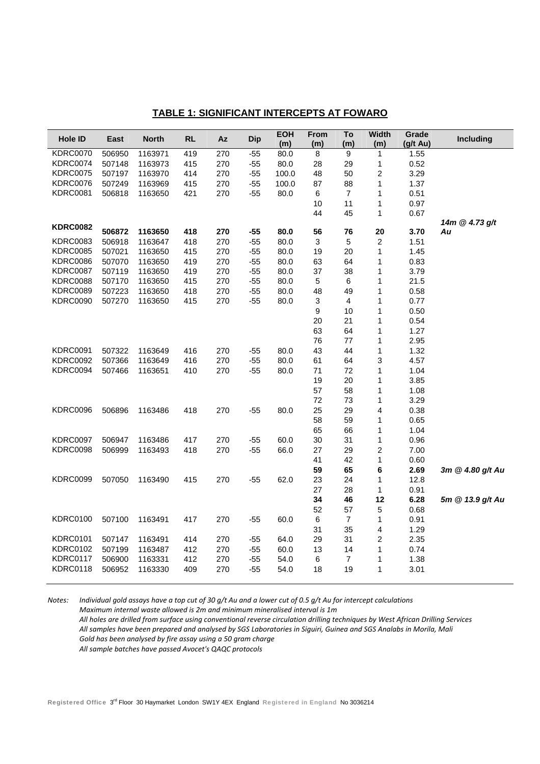## TABLE 1: SIGNIFICANT INTERCEPTS AT FOWARO

| Hole ID | East | North | RL | Az | Dip | EOH (m) | From (m) | To (m) | Width (m) | Grade (g/t Au) | Including |
|---|---|---|---|---|---|---|---|---|---|---|---|
| KDRC0070 | 506950 | 1163971 | 419 | 270 | -55 | 80.0 | 8 | 9 | 1 | 1.55 | |
| KDRC0074 | 507148 | 1163973 | 415 | 270 | -55 | 80.0 | 28 | 29 | 1 | 0.52 | |
| KDRC0075 | 507197 | 1163970 | 414 | 270 | -55 | 100.0 | 48 | 50 | 2 | 3.29 | |
| KDRC0076 | 507249 | 1163969 | 415 | 270 | -55 | 100.0 | 87 | 88 | 1 | 1.37 | |
| KDRC0081 | 506818 | 1163650 | 421 | 270 | -55 | 80.0 | 6 | 7 | 1 | 0.51 | |
| | | | | | | | 10 | 11 | 1 | 0.97 | |
| | | | | | | | 44 | 45 | 1 | 0.67 | |
| **KDRC0082** | **506872** | **1163650** | **418** | **270** | **-55** | **80.0** | **56** | **76** | **20** | **3.70** | ***14m @ 4.73 g/t Au*** |
| KDRC0083 | 506918 | 1163647 | 418 | 270 | -55 | 80.0 | 3 | 5 | 2 | 1.51 | |
| KDRC0085 | 507021 | 1163650 | 415 | 270 | -55 | 80.0 | 19 | 20 | 1 | 1.45 | |
| KDRC0086 | 507070 | 1163650 | 419 | 270 | -55 | 80.0 | 63 | 64 | 1 | 0.83 | |
| KDRC0087 | 507119 | 1163650 | 419 | 270 | -55 | 80.0 | 37 | 38 | 1 | 3.79 | |
| KDRC0088 | 507170 | 1163650 | 415 | 270 | -55 | 80.0 | 5 | 6 | 1 | 21.5 | |
| KDRC0089 | 507223 | 1163650 | 418 | 270 | -55 | 80.0 | 48 | 49 | 1 | 0.58 | |
| KDRC0090 | 507270 | 1163650 | 415 | 270 | -55 | 80.0 | 3 | 4 | 1 | 0.77 | |
| | | | | | | | 9 | 10 | 1 | 0.50 | |
| | | | | | | | 20 | 21 | 1 | 0.54 | |
| | | | | | | | 63 | 64 | 1 | 1.27 | |
| | | | | | | | 76 | 77 | 1 | 2.95 | |
| KDRC0091 | 507322 | 1163649 | 416 | 270 | -55 | 80.0 | 43 | 44 | 1 | 1.32 | |
| KDRC0092 | 507366 | 1163649 | 416 | 270 | -55 | 80.0 | 61 | 64 | 3 | 4.57 | |
| KDRC0094 | 507466 | 1163651 | 410 | 270 | -55 | 80.0 | 71 | 72 | 1 | 1.04 | |
| | | | | | | | 19 | 20 | 1 | 3.85 | |
| | | | | | | | 57 | 58 | 1 | 1.08 | |
| | | | | | | | 72 | 73 | 1 | 3.29 | |
| KDRC0096 | 506896 | 1163486 | 418 | 270 | -55 | 80.0 | 25 | 29 | 4 | 0.38 | |
| | | | | | | | 58 | 59 | 1 | 0.65 | |
| | | | | | | | 65 | 66 | 1 | 1.04 | |
| KDRC0097 | 506947 | 1163486 | 417 | 270 | -55 | 60.0 | 30 | 31 | 1 | 0.96 | |
| KDRC0098 | 506999 | 1163493 | 418 | 270 | -55 | 66.0 | 27 | 29 | 2 | 7.00 | |
| | | | | | | | 41 | 42 | 1 | 0.60 | |
| | | | | | | | **59** | **65** | **6** | **2.69** | ***3m @ 4.80 g/t Au*** |
| KDRC0099 | 507050 | 1163490 | 415 | 270 | -55 | 62.0 | 23 | 24 | 1 | 12.8 | |
| | | | | | | | 27 | 28 | 1 | 0.91 | |
| | | | | | | | **34** | **46** | **12** | **6.28** | ***5m @ 13.9 g/t Au*** |
| | | | | | | | 52 | 57 | 5 | 0.68 | |
| KDRC0100 | 507100 | 1163491 | 417 | 270 | -55 | 60.0 | 6 | 7 | 1 | 0.91 | |
| | | | | | | | 31 | 35 | 4 | 1.29 | |
| KDRC0101 | 507147 | 1163491 | 414 | 270 | -55 | 64.0 | 29 | 31 | 2 | 2.35 | |
| KDRC0102 | 507199 | 1163487 | 412 | 270 | -55 | 60.0 | 13 | 14 | 1 | 0.74 | |
| KDRC0117 | 506900 | 1163331 | 412 | 270 | -55 | 54.0 | 6 | 7 | 1 | 1.38 | |
| KDRC0118 | 506952 | 1163330 | 409 | 270 | -55 | 54.0 | 18 | 19 | 1 | 3.01 | |

*Notes: Individual gold assays have a top cut of 30 g/t Au and a lower cut of 0.5 g/t Au for intercept calculations*
*Maximum internal waste allowed is 2m and minimum mineralised interval is 1m*
*All holes are drilled from surface using conventional reverse circulation drilling techniques by West African Drilling Services*
*All samples have been prepared and analysed by SGS Laboratories in Siguiri, Guinea and SGS Analabs in Morila, Mali*
*Gold has been analysed by fire assay using a 50 gram charge*
*All sample batches have passed Avocet's QAQC protocols*

**Registered Office** 3rd Floor 30 Haymarket London SW1Y 4EX England **Registered in England** No 3036214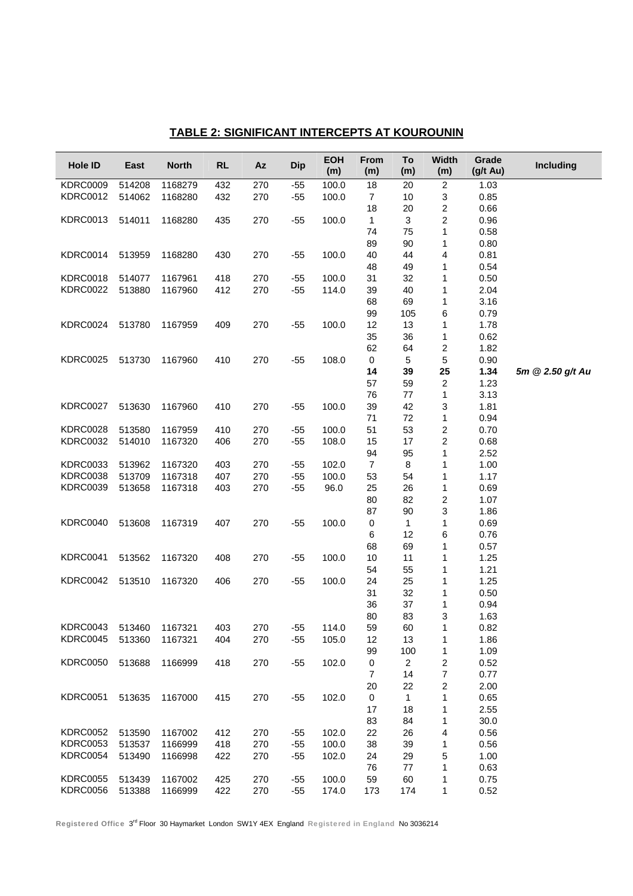## TABLE 2: SIGNIFICANT INTERCEPTS AT KOUROUNIN

| Hole ID | East | North | RL | Az | Dip | EOH (m) | From (m) | To (m) | Width (m) | Grade (g/t Au) | Including |
|---|---|---|---|---|---|---|---|---|---|---|---|
| KDRC0009 | 514208 | 1168279 | 432 | 270 | -55 | 100.0 | 18 | 20 | 2 | 1.03 | |
| KDRC0012 | 514062 | 1168280 | 432 | 270 | -55 | 100.0 | 7 | 10 | 3 | 0.85 | |
| | | | | | | | 18 | 20 | 2 | 0.66 | |
| KDRC0013 | 514011 | 1168280 | 435 | 270 | -55 | 100.0 | 1 | 3 | 2 | 0.96 | |
| | | | | | | | 74 | 75 | 1 | 0.58 | |
| | | | | | | | 89 | 90 | 1 | 0.80 | |
| KDRC0014 | 513959 | 1168280 | 430 | 270 | -55 | 100.0 | 40 | 44 | 4 | 0.81 | |
| | | | | | | | 48 | 49 | 1 | 0.54 | |
| KDRC0018 | 514077 | 1167961 | 418 | 270 | -55 | 100.0 | 31 | 32 | 1 | 0.50 | |
| KDRC0022 | 513880 | 1167960 | 412 | 270 | -55 | 114.0 | 39 | 40 | 1 | 2.04 | |
| | | | | | | | 68 | 69 | 1 | 3.16 | |
| | | | | | | | 99 | 105 | 6 | 0.79 | |
| KDRC0024 | 513780 | 1167959 | 409 | 270 | -55 | 100.0 | 12 | 13 | 1 | 1.78 | |
| | | | | | | | 35 | 36 | 1 | 0.62 | |
| | | | | | | | 62 | 64 | 2 | 1.82 | |
| KDRC0025 | 513730 | 1167960 | 410 | 270 | -55 | 108.0 | 0 | 5 | 5 | 0.90 | |
| | | | | | | | **14** | **39** | **25** | **1.34** | ***5m @ 2.50 g/t Au*** |
| | | | | | | | 57 | 59 | 2 | 1.23 | |
| | | | | | | | 76 | 77 | 1 | 3.13 | |
| KDRC0027 | 513630 | 1167960 | 410 | 270 | -55 | 100.0 | 39 | 42 | 3 | 1.81 | |
| | | | | | | | 71 | 72 | 1 | 0.94 | |
| KDRC0028 | 513580 | 1167959 | 410 | 270 | -55 | 100.0 | 51 | 53 | 2 | 0.70 | |
| KDRC0032 | 514010 | 1167320 | 406 | 270 | -55 | 108.0 | 15 | 17 | 2 | 0.68 | |
| | | | | | | | 94 | 95 | 1 | 2.52 | |
| KDRC0033 | 513962 | 1167320 | 403 | 270 | -55 | 102.0 | 7 | 8 | 1 | 1.00 | |
| KDRC0038 | 513709 | 1167318 | 407 | 270 | -55 | 100.0 | 53 | 54 | 1 | 1.17 | |
| KDRC0039 | 513658 | 1167318 | 403 | 270 | -55 | 96.0 | 25 | 26 | 1 | 0.69 | |
| | | | | | | | 80 | 82 | 2 | 1.07 | |
| | | | | | | | 87 | 90 | 3 | 1.86 | |
| KDRC0040 | 513608 | 1167319 | 407 | 270 | -55 | 100.0 | 0 | 1 | 1 | 0.69 | |
| | | | | | | | 6 | 12 | 6 | 0.76 | |
| | | | | | | | 68 | 69 | 1 | 0.57 | |
| KDRC0041 | 513562 | 1167320 | 408 | 270 | -55 | 100.0 | 10 | 11 | 1 | 1.25 | |
| | | | | | | | 54 | 55 | 1 | 1.21 | |
| KDRC0042 | 513510 | 1167320 | 406 | 270 | -55 | 100.0 | 24 | 25 | 1 | 1.25 | |
| | | | | | | | 31 | 32 | 1 | 0.50 | |
| | | | | | | | 36 | 37 | 1 | 0.94 | |
| | | | | | | | 80 | 83 | 3 | 1.63 | |
| KDRC0043 | 513460 | 1167321 | 403 | 270 | -55 | 114.0 | 59 | 60 | 1 | 0.82 | |
| KDRC0045 | 513360 | 1167321 | 404 | 270 | -55 | 105.0 | 12 | 13 | 1 | 1.86 | |
| | | | | | | | 99 | 100 | 1 | 1.09 | |
| KDRC0050 | 513688 | 1166999 | 418 | 270 | -55 | 102.0 | 0 | 2 | 2 | 0.52 | |
| | | | | | | | 7 | 14 | 7 | 0.77 | |
| | | | | | | | 20 | 22 | 2 | 2.00 | |
| KDRC0051 | 513635 | 1167000 | 415 | 270 | -55 | 102.0 | 0 | 1 | 1 | 0.65 | |
| | | | | | | | 17 | 18 | 1 | 2.55 | |
| | | | | | | | 83 | 84 | 1 | 30.0 | |
| KDRC0052 | 513590 | 1167002 | 412 | 270 | -55 | 102.0 | 22 | 26 | 4 | 0.56 | |
| KDRC0053 | 513537 | 1166999 | 418 | 270 | -55 | 100.0 | 38 | 39 | 1 | 0.56 | |
| KDRC0054 | 513490 | 1166998 | 422 | 270 | -55 | 102.0 | 24 | 29 | 5 | 1.00 | |
| | | | | | | | 76 | 77 | 1 | 0.63 | |
| KDRC0055 | 513439 | 1167002 | 425 | 270 | -55 | 100.0 | 59 | 60 | 1 | 0.75 | |
| KDRC0056 | 513388 | 1166999 | 422 | 270 | -55 | 174.0 | 173 | 174 | 1 | 0.52 | |

Registered Office 3rd Floor 30 Haymarket London SW1Y 4EX England Registered in England No 3036214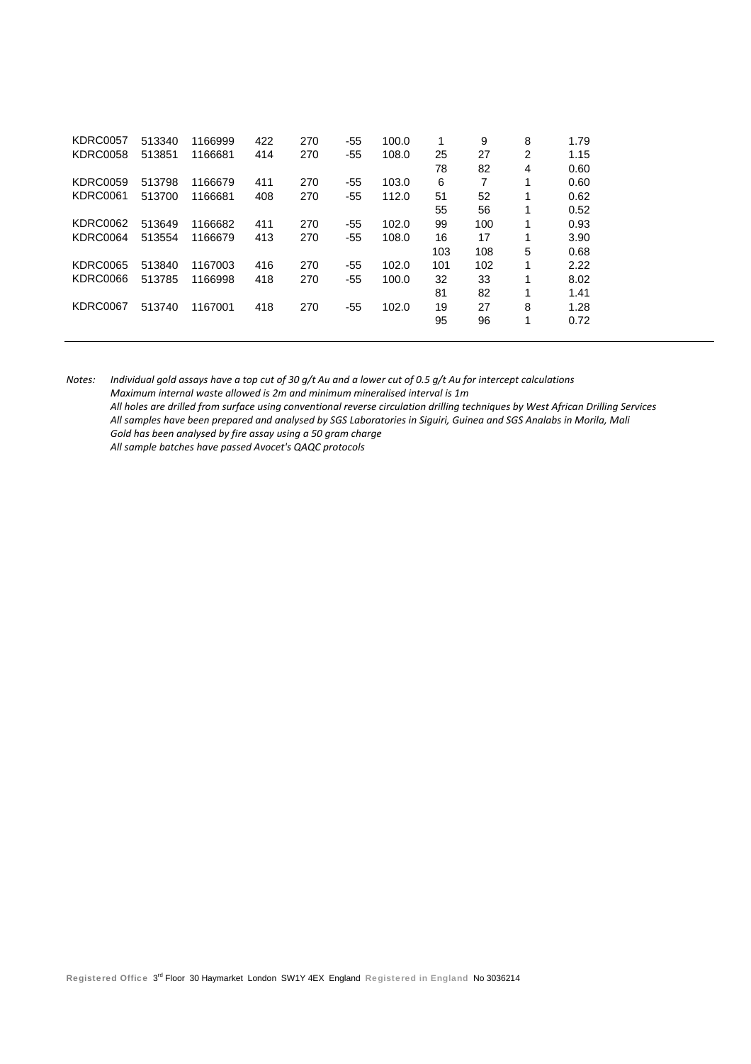| | | | | | | | | | | |
|---|---|---|---|---|---|---|---|---|---|---|
| KDRC0057 | 513340 | 1166999 | 422 | 270 | -55 | 100.0 | 1 | 9 | 8 | 1.79 |
| KDRC0058 | 513851 | 1166681 | 414 | 270 | -55 | 108.0 | 25 | 27 | 2 | 1.15 |
| | | | | | | | 78 | 82 | 4 | 0.60 |
| KDRC0059 | 513798 | 1166679 | 411 | 270 | -55 | 103.0 | 6 | 7 | 1 | 0.60 |
| KDRC0061 | 513700 | 1166681 | 408 | 270 | -55 | 112.0 | 51 | 52 | 1 | 0.62 |
| | | | | | | | 55 | 56 | 1 | 0.52 |
| KDRC0062 | 513649 | 1166682 | 411 | 270 | -55 | 102.0 | 99 | 100 | 1 | 0.93 |
| KDRC0064 | 513554 | 1166679 | 413 | 270 | -55 | 108.0 | 16 | 17 | 1 | 3.90 |
| | | | | | | | 103 | 108 | 5 | 0.68 |
| KDRC0065 | 513840 | 1167003 | 416 | 270 | -55 | 102.0 | 101 | 102 | 1 | 2.22 |
| KDRC0066 | 513785 | 1166998 | 418 | 270 | -55 | 100.0 | 32 | 33 | 1 | 8.02 |
| | | | | | | | 81 | 82 | 1 | 1.41 |
| KDRC0067 | 513740 | 1167001 | 418 | 270 | -55 | 102.0 | 19 | 27 | 8 | 1.28 |
| | | | | | | | 95 | 96 | 1 | 0.72 |

*Notes: Individual gold assays have a top cut of 30 g/t Au and a lower cut of 0.5 g/t Au for intercept calculations*
*Maximum internal waste allowed is 2m and minimum mineralised interval is 1m*
*All holes are drilled from surface using conventional reverse circulation drilling techniques by West African Drilling Services*
*All samples have been prepared and analysed by SGS Laboratories in Siguiri, Guinea and SGS Analabs in Morila, Mali*
*Gold has been analysed by fire assay using a 50 gram charge*
*All sample batches have passed Avocet's QAQC protocols*

**Registered Office** 3rd Floor 30 Haymarket London SW1Y 4EX England **Registered in England** No 3036214